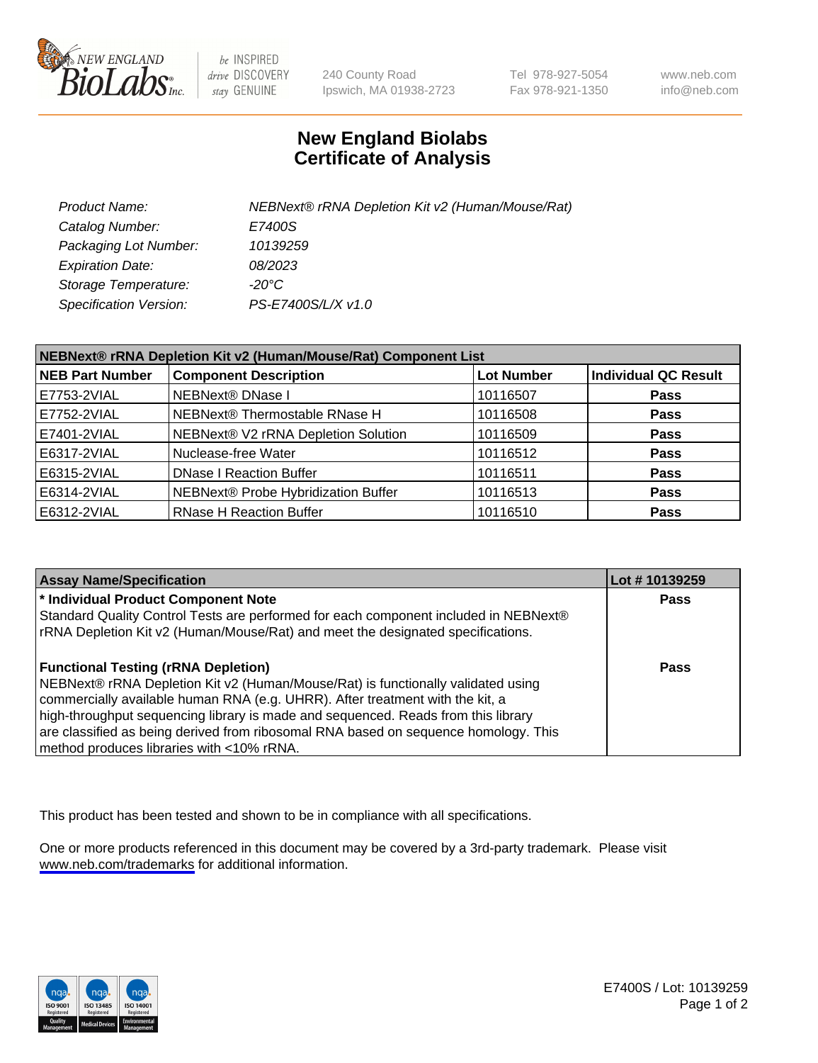# New England Biolabs Certificate of Analysis

| | |
|---|---|
| *Product Name:* | *NEBNext® rRNA Depletion Kit v2 (Human/Mouse/Rat)* |
| *Catalog Number:* | *E7400S* |
| *Packaging Lot Number:* | *10139259* |
| *Expiration Date:* | *08/2023* |
| *Storage Temperature:* | *-20°C* |
| *Specification Version:* | *PS-E7400S/L/X v1.0* |

| NEBNext® rRNA Depletion Kit v2 (Human/Mouse/Rat) Component List | | | |
|---|---|---|---|
| **NEB Part Number** | **Component Description** | **Lot Number** | **Individual QC Result** |
| E7753-2VIAL | NEBNext® DNase I | 10116507 | **Pass** |
| E7752-2VIAL | NEBNext® Thermostable RNase H | 10116508 | **Pass** |
| E7401-2VIAL | NEBNext® V2 rRNA Depletion Solution | 10116509 | **Pass** |
| E6317-2VIAL | Nuclease-free Water | 10116512 | **Pass** |
| E6315-2VIAL | DNase I Reaction Buffer | 10116511 | **Pass** |
| E6314-2VIAL | NEBNext® Probe Hybridization Buffer | 10116513 | **Pass** |
| E6312-2VIAL | RNase H Reaction Buffer | 10116510 | **Pass** |

| Assay Name/Specification | Lot # 10139259 |
|---|---|
| **\* Individual Product Component Note**<br>Standard Quality Control Tests are performed for each component included in NEBNext® rRNA Depletion Kit v2 (Human/Mouse/Rat) and meet the designated specifications. | **Pass** |
| **Functional Testing (rRNA Depletion)**<br>NEBNext® rRNA Depletion Kit v2 (Human/Mouse/Rat) is functionally validated using commercially available human RNA (e.g. UHRR). After treatment with the kit, a high-throughput sequencing library is made and sequenced. Reads from this library are classified as being derived from ribosomal RNA based on sequence homology. This method produces libraries with <10% rRNA. | **Pass** |

This product has been tested and shown to be in compliance with all specifications.

One or more products referenced in this document may be covered by a 3rd-party trademark. Please visit www.neb.com/trademarks for additional information.

E7400S / Lot: 10139259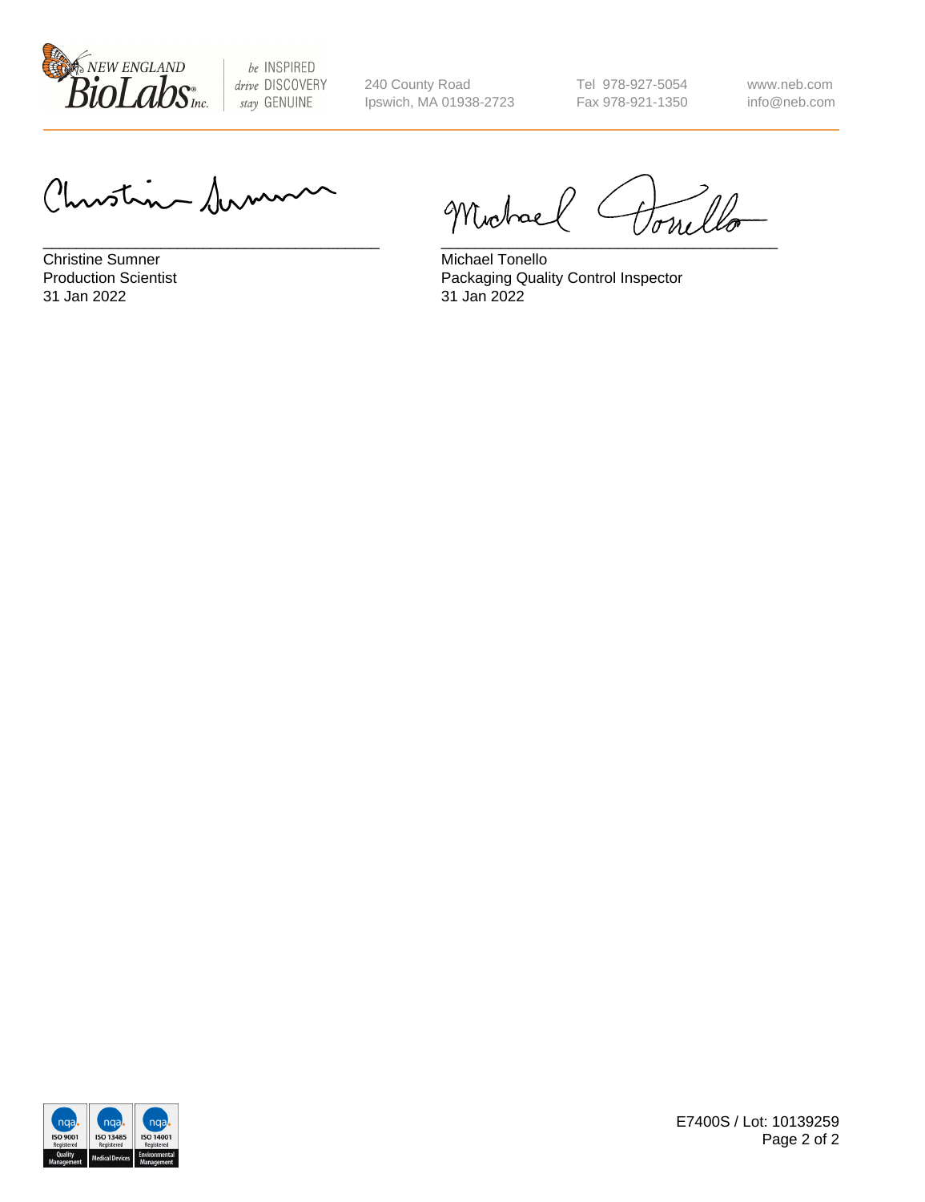Christine Sumner
Production Scientist
31 Jan 2022

Michael Tonello
Packaging Quality Control Inspector
31 Jan 2022

E7400S / Lot: 10139259